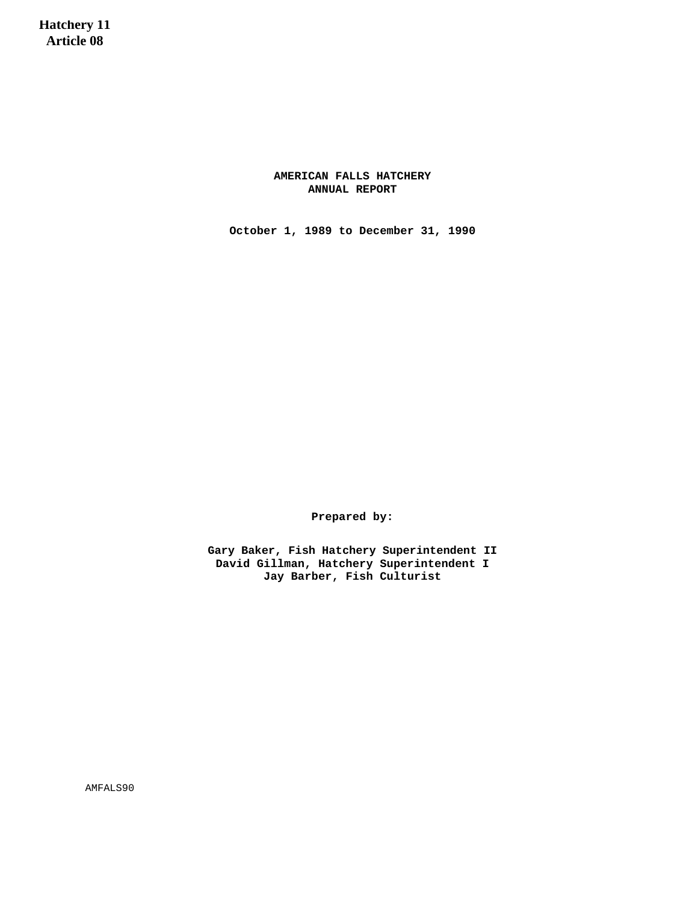**Hatchery 11**
**Article 08**

# AMERICAN FALLS HATCHERY
# ANNUAL REPORT

**October 1, 1989 to December 31, 1990**

**Prepared by:**

**Gary Baker, Fish Hatchery Superintendent II**
**David Gillman, Hatchery Superintendent I**
**Jay Barber, Fish Culturist**

AMFALS90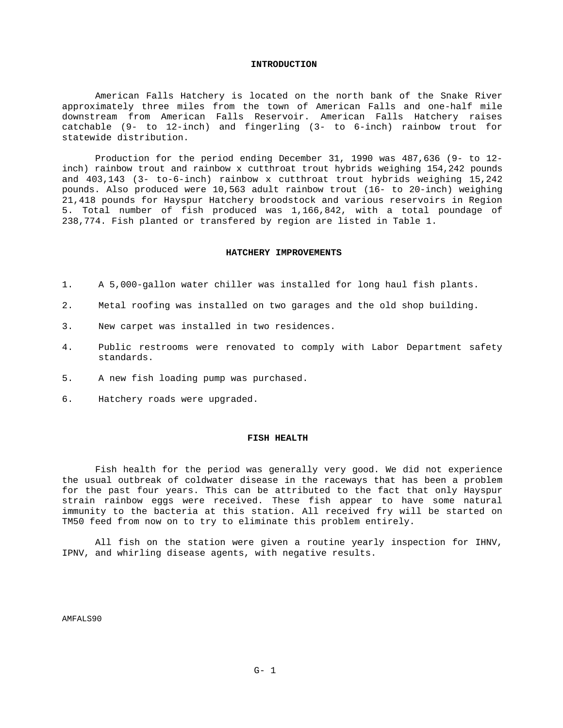## INTRODUCTION

American Falls Hatchery is located on the north bank of the Snake River approximately three miles from the town of American Falls and one-half mile downstream from American Falls Reservoir. American Falls Hatchery raises catchable (9- to 12-inch) and fingerling (3- to 6-inch) rainbow trout for statewide distribution.

Production for the period ending December 31, 1990 was 487,636 (9- to 12-inch) rainbow trout and rainbow x cutthroat trout hybrids weighing 154,242 pounds and 403,143 (3- to-6-inch) rainbow x cutthroat trout hybrids weighing 15,242 pounds. Also produced were 10,563 adult rainbow trout (16- to 20-inch) weighing 21,418 pounds for Hayspur Hatchery broodstock and various reservoirs in Region 5. Total number of fish produced was 1,166,842, with a total poundage of 238,774. Fish planted or transfered by region are listed in Table 1.

## HATCHERY IMPROVEMENTS

1. A 5,000-gallon water chiller was installed for long haul fish plants.
2. Metal roofing was installed on two garages and the old shop building.
3. New carpet was installed in two residences.
4. Public restrooms were renovated to comply with Labor Department safety standards.
5. A new fish loading pump was purchased.
6. Hatchery roads were upgraded.

## FISH HEALTH

Fish health for the period was generally very good. We did not experience the usual outbreak of coldwater disease in the raceways that has been a problem for the past four years. This can be attributed to the fact that only Hayspur strain rainbow eggs were received. These fish appear to have some natural immunity to the bacteria at this station. All received fry will be started on TM50 feed from now on to try to eliminate this problem entirely.

All fish on the station were given a routine yearly inspection for IHNV, IPNV, and whirling disease agents, with negative results.

AMFALS90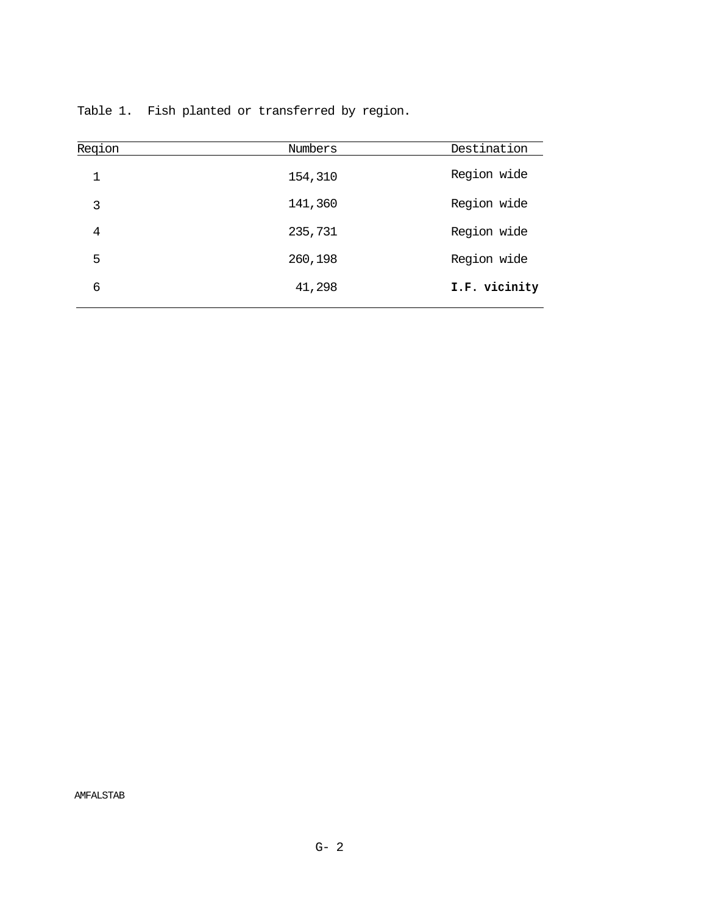Table 1. Fish planted or transferred by region.

| Region | Numbers | Destination |
|---|---|---|
| 1 | 154,310 | Region wide |
| 3 | 141,360 | Region wide |
| 4 | 235,731 | Region wide |
| 5 | 260,198 | Region wide |
| 6 | 41,298 | **I.F. vicinity** |

AMFALSTAB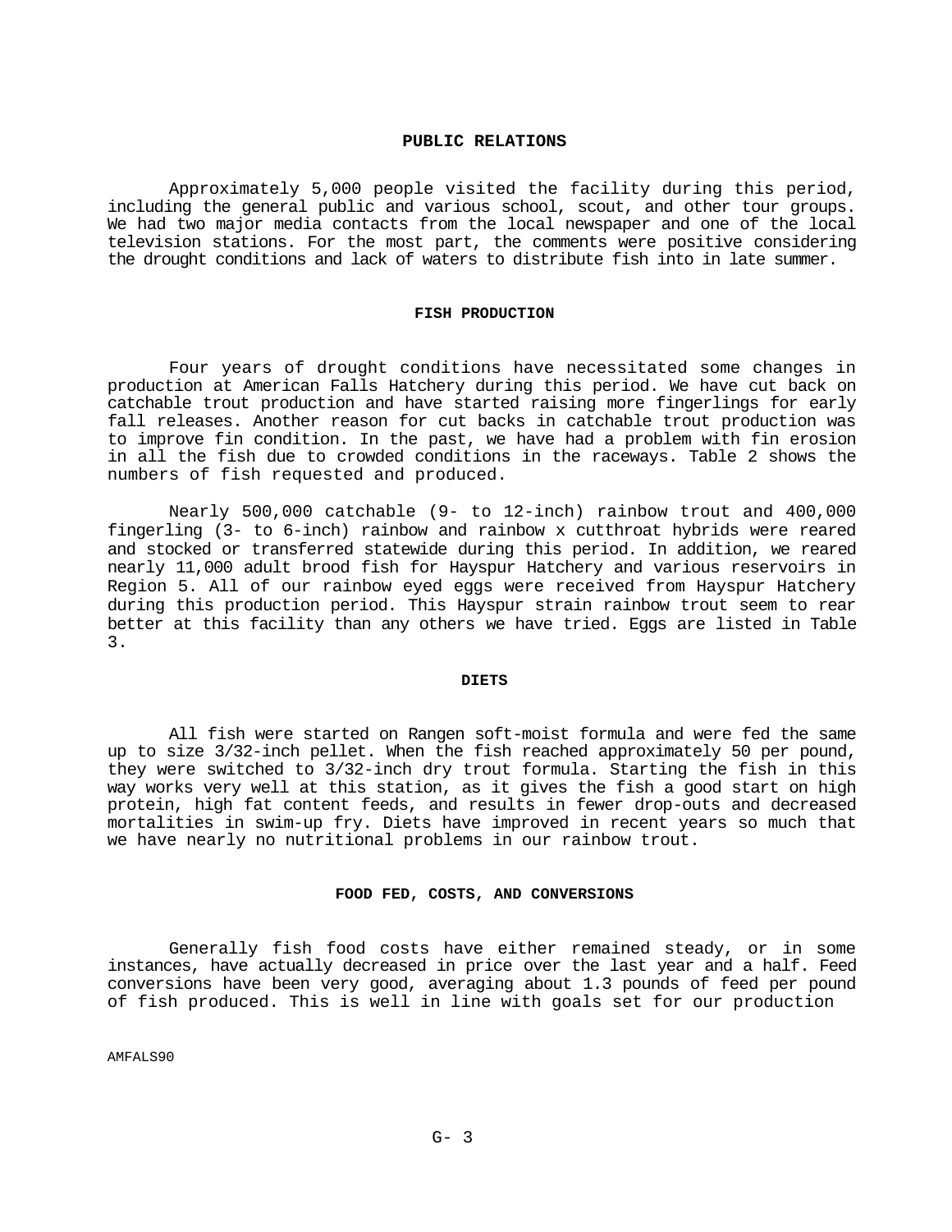## PUBLIC RELATIONS

Approximately 5,000 people visited the facility during this period, including the general public and various school, scout, and other tour groups. We had two major media contacts from the local newspaper and one of the local television stations. For the most part, the comments were positive considering the drought conditions and lack of waters to distribute fish into in late summer.

## FISH PRODUCTION

Four years of drought conditions have necessitated some changes in production at American Falls Hatchery during this period. We have cut back on catchable trout production and have started raising more fingerlings for early fall releases. Another reason for cut backs in catchable trout production was to improve fin condition. In the past, we have had a problem with fin erosion in all the fish due to crowded conditions in the raceways. Table 2 shows the numbers of fish requested and produced.

Nearly 500,000 catchable (9- to 12-inch) rainbow trout and 400,000 fingerling (3- to 6-inch) rainbow and rainbow x cutthroat hybrids were reared and stocked or transferred statewide during this period. In addition, we reared nearly 11,000 adult brood fish for Hayspur Hatchery and various reservoirs in Region 5. All of our rainbow eyed eggs were received from Hayspur Hatchery during this production period. This Hayspur strain rainbow trout seem to rear better at this facility than any others we have tried. Eggs are listed in Table 3.

## DIETS

All fish were started on Rangen soft-moist formula and were fed the same up to size 3/32-inch pellet. When the fish reached approximately 50 per pound, they were switched to 3/32-inch dry trout formula. Starting the fish in this way works very well at this station, as it gives the fish a good start on high protein, high fat content feeds, and results in fewer drop-outs and decreased mortalities in swim-up fry. Diets have improved in recent years so much that we have nearly no nutritional problems in our rainbow trout.

## FOOD FED, COSTS, AND CONVERSIONS

Generally fish food costs have either remained steady, or in some instances, have actually decreased in price over the last year and a half. Feed conversions have been very good, averaging about 1.3 pounds of feed per pound of fish produced. This is well in line with goals set for our production

AMFALS90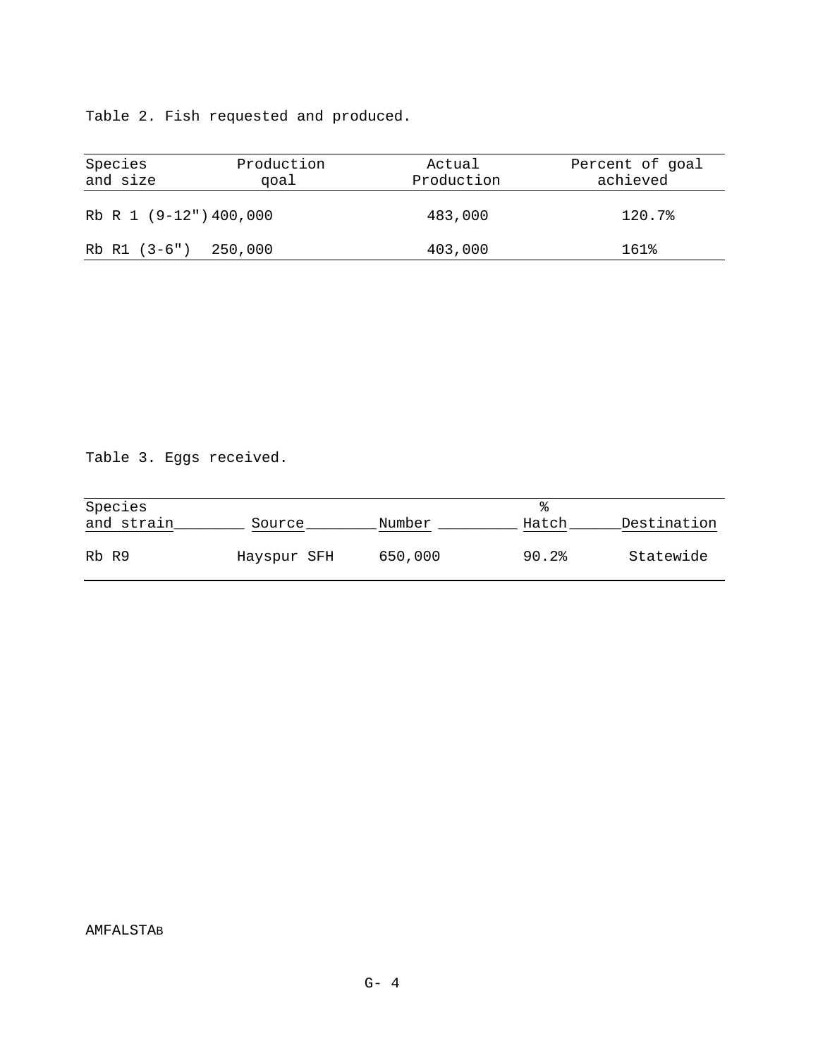Table 2. Fish requested and produced.

| Species and size | Production qoal | Actual Production | Percent of goal achieved |
|---|---|---|---|
| Rb R 1 (9-12") | 400,000 | 483,000 | 120.7% |
| Rb R1 (3-6") | 250,000 | 403,000 | 161% |

Table 3. Eggs received.

| Species and strain | Source | Number | % Hatch | Destination |
|---|---|---|---|---|
| Rb R9 | Hayspur SFH | 650,000 | 90.2% | Statewide |

AMFALSTAB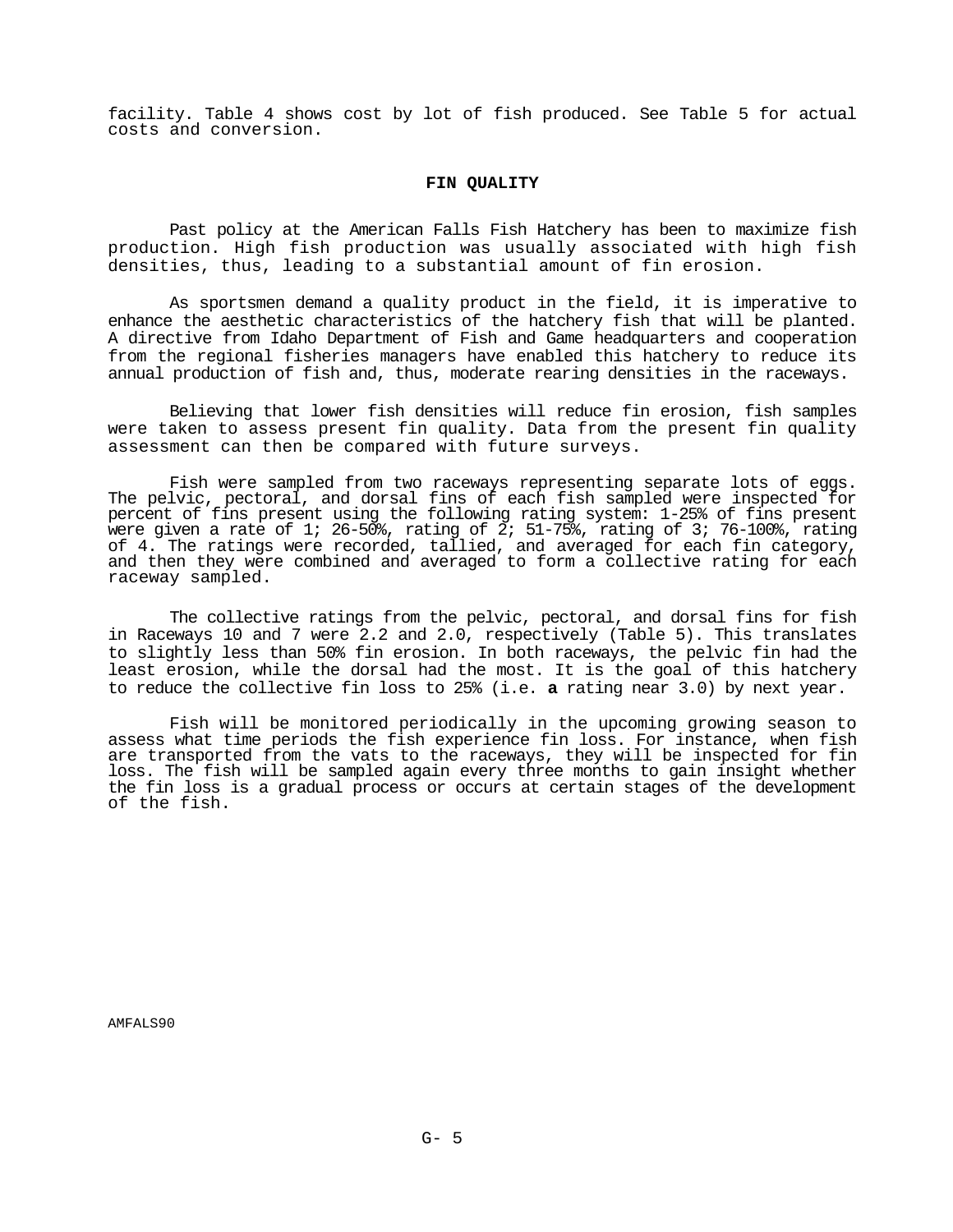facility. Table 4 shows cost by lot of fish produced. See Table 5 for actual costs and conversion.

## FIN QUALITY

Past policy at the American Falls Fish Hatchery has been to maximize fish production. High fish production was usually associated with high fish densities, thus, leading to a substantial amount of fin erosion.

As sportsmen demand a quality product in the field, it is imperative to enhance the aesthetic characteristics of the hatchery fish that will be planted. A directive from Idaho Department of Fish and Game headquarters and cooperation from the regional fisheries managers have enabled this hatchery to reduce its annual production of fish and, thus, moderate rearing densities in the raceways.

Believing that lower fish densities will reduce fin erosion, fish samples were taken to assess present fin quality. Data from the present fin quality assessment can then be compared with future surveys.

Fish were sampled from two raceways representing separate lots of eggs. The pelvic, pectoral, and dorsal fins of each fish sampled were inspected for percent of fins present using the following rating system: 1-25% of fins present were given a rate of 1; 26-50%, rating of 2; 51-75%, rating of 3; 76-100%, rating of 4. The ratings were recorded, tallied, and averaged for each fin category, and then they were combined and averaged to form a collective rating for each raceway sampled.

The collective ratings from the pelvic, pectoral, and dorsal fins for fish in Raceways 10 and 7 were 2.2 and 2.0, respectively (Table 5). This translates to slightly less than 50% fin erosion. In both raceways, the pelvic fin had the least erosion, while the dorsal had the most. It is the goal of this hatchery to reduce the collective fin loss to 25% (i.e. **a** rating near 3.0) by next year.

Fish will be monitored periodically in the upcoming growing season to assess what time periods the fish experience fin loss. For instance, when fish are transported from the vats to the raceways, they will be inspected for fin loss. The fish will be sampled again every three months to gain insight whether the fin loss is a gradual process or occurs at certain stages of the development of the fish.

AMFALS90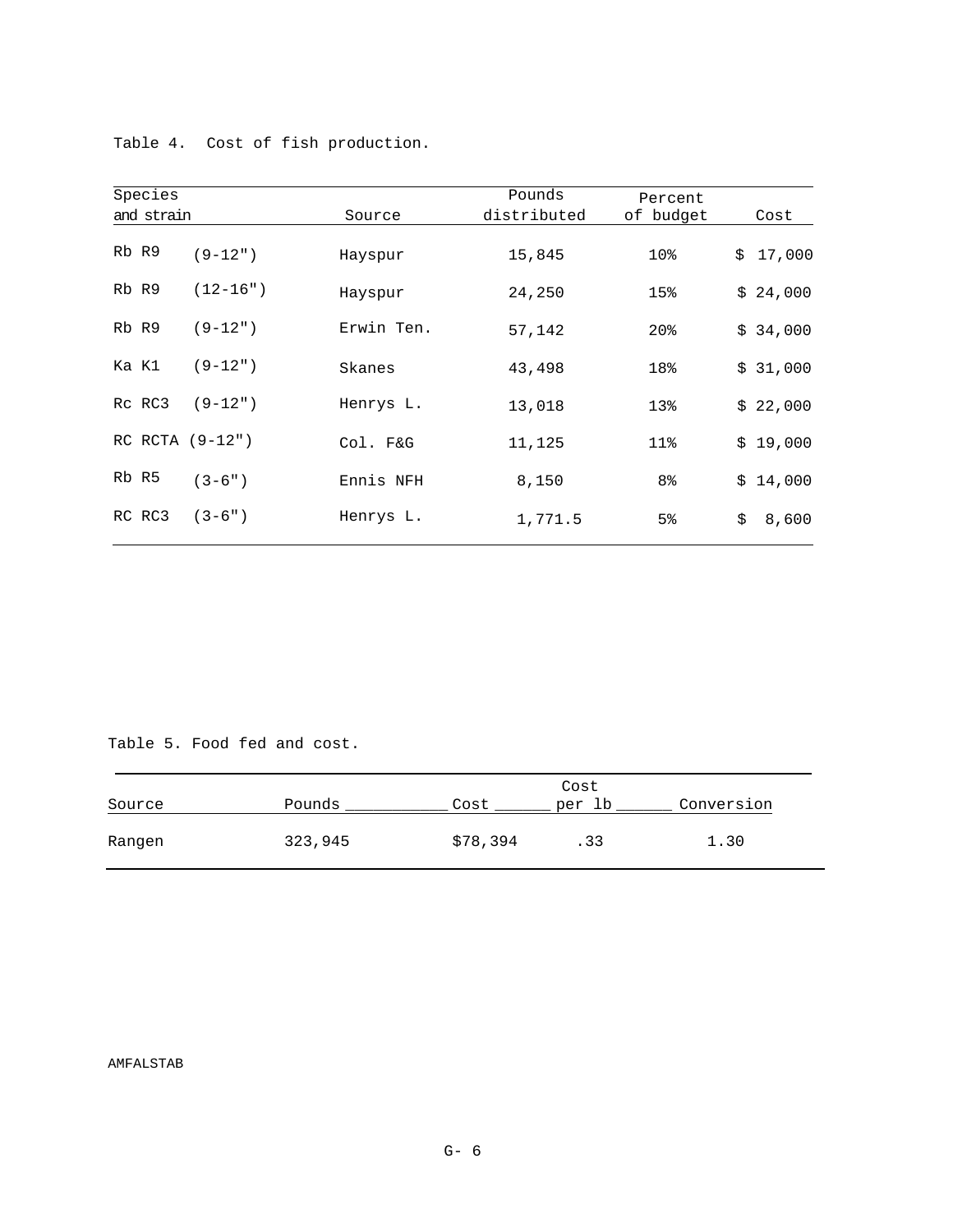Table 4. Cost of fish production.

| Species and strain | Source | Pounds distributed | Percent of budget | Cost |
|---|---|---|---|---|
| Rb R9 (9-12") | Hayspur | 15,845 | 10% | $ 17,000 |
| Rb R9 (12-16") | Hayspur | 24,250 | 15% | $ 24,000 |
| Rb R9 (9-12") | Erwin Ten. | 57,142 | 20% | $ 34,000 |
| Ka K1 (9-12") | Skanes | 43,498 | 18% | $ 31,000 |
| Rc RC3 (9-12") | Henrys L. | 13,018 | 13% | $ 22,000 |
| RC RCTA (9-12") | Col. F&G | 11,125 | 11% | $ 19,000 |
| Rb R5 (3-6") | Ennis NFH | 8,150 | 8% | $ 14,000 |
| RC RC3 (3-6") | Henrys L. | 1,771.5 | 5% | $ 8,600 |

Table 5. Food fed and cost.

| Source | Pounds | Cost | Cost per lb | Conversion |
|---|---|---|---|---|
| Rangen | 323,945 | $78,394 | .33 | 1.30 |

AMFALSTAB